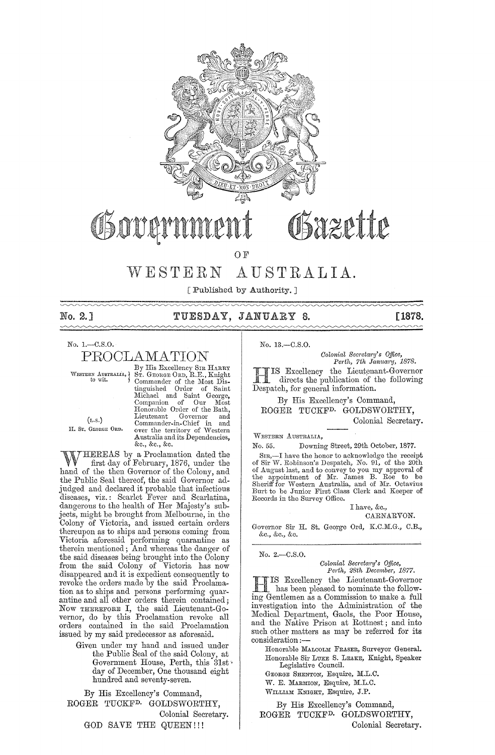# Government Gazette

OF

# WESTERN AUSTRALIA.

[ Published by Authority. ]

**No. 2.] TUESDAY, JANUARY 8. [1878.**

No. 1.—C.S.O.

## PROCLAMATION

WESTERN AUSTRALIA, to wit.

(L.S.)
H. ST. GEORGE ORD.

By His Excellency SIR HARRY ST. GEORGE ORD, R.E., Knight Commander of the Most Distinguished Order of Saint Michael and Saint George, Companion of Our Most Honorable Order of the Bath, Lieutenant Governor and Commander-in-Chief in and over the territory of Western Australia and its Dependencies, &c., &c., &c.

WHEREAS by a Proclamation dated the first day of February, 1876, under the hand of the then Governor of the Colony, and the Public Seal thereof, the said Governor adjudged and declared it probable that infectious diseases, viz.: Scarlet Fever and Scarlatina, dangerous to the health of Her Majesty's subjects, might be brought from Melbourne, in the Colony of Victoria, and issued certain orders thereupon as to ships and persons coming from Victoria aforesaid performing quarantine as therein mentioned; And whereas the danger of the said diseases being brought into the Colony from the said Colony of Victoria has now disappeared and it is expedient consequently to revoke the orders made by the said Proclamation as to ships and persons performing quarantine and all other orders therein contained; Now THEREFORE I, the said Lieutenant-Governor, do by this Proclamation revoke all orders contained in the said Proclamation issued by my said predecessor as aforesaid.

Given under my hand and issued under the Public Seal of the said Colony, at Government House, Perth, this 31st day of December, One thousand eight hundred and seventy-seven.

By His Excellency's Command,
ROGER TUCKF^D. GOLDSWORTHY,
Colonial Secretary.

GOD SAVE THE QUEEN!!!

---

No. 13.—C.S.O.

*Colonial Secretary's Office,*
*Perth, 7th January, 1878.*

HIS Excellency the Lieutenant-Governor directs the publication of the following Despatch, for general information.

By His Excellency's Command,
ROGER TUCKF^D. GOLDSWORTHY,
Colonial Secretary.

WESTERN AUSTRALIA,
No. 55. Downing Street, 29th October, 1877.

SIR,—I have the honor to acknowledge the receipt of Sir W. Robinson's Despatch, No. 91, of the 20th of August last, and to convey to you my approval of the appointment of Mr. James B. Roe to be Sheriff for Western Australia, and of Mr. Octavius Burt to be Junior First Class Clerk and Keeper of Records in the Survey Office.

I have, &c.,
CARNARVON.

Governor Sir H. St. George Ord, K.C.M.G., C.B., &c., &c., &c.

---

No. 2.—C.S.O.

*Colonial Secretary's Office,*
*Perth, 28th December, 1877.*

HIS Excellency the Lieutenant-Governor has been pleased to nominate the following Gentlemen as a Commission to make a full investigation into the Administration of the Medical Department, Gaols, the Poor House, and the Native Prison at Rottnest; and into such other matters as may be referred for its consideration:—

Honorable MALCOLM FRASER, Surveyor General.
Honorable Sir LUKE S. LEAKE, Knight, Speaker Legislative Council.
GEORGE SHENTON, Esquire, M.L.C.
W. E. MARMION, Esquire, M.L.C.
WILLIAM KNIGHT, Esquire, J.P.

By His Excellency's Command,
ROGER TUCKF^D. GOLDSWORTHY,
Colonial Secretary.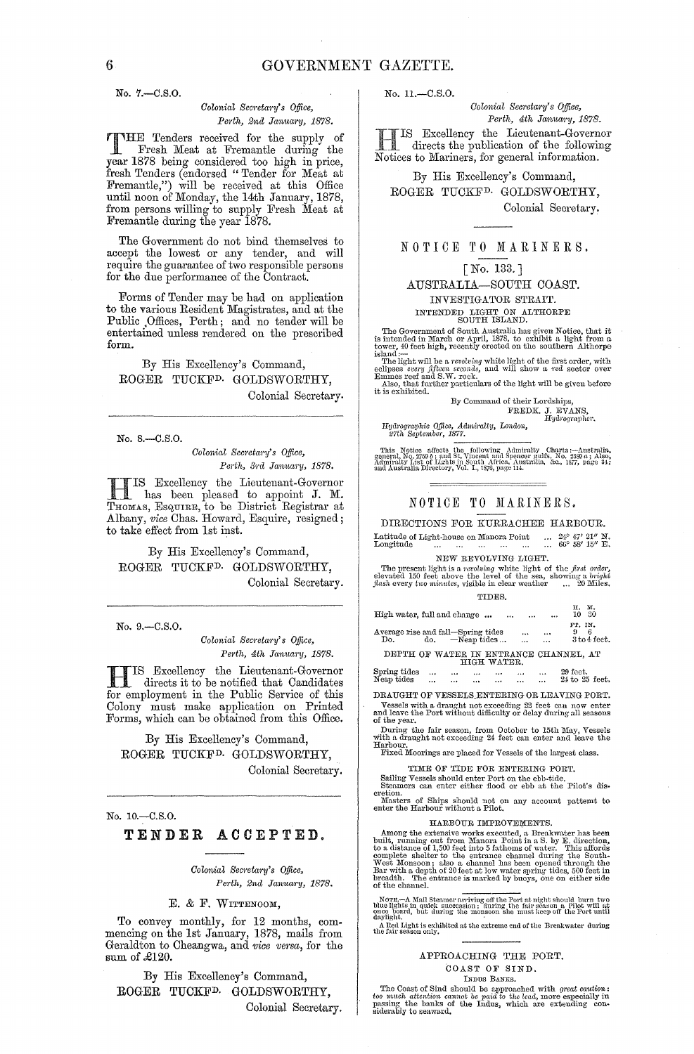No. 7.—C.S.O.

*Colonial Secretary's Office,*
*Perth, 2nd January, 1878.*

THE Tenders received for the supply of Fresh Meat at Fremantle during the year 1878 being considered too high in price, fresh Tenders (endorsed "Tender for Meat at Fremantle,") will be received at this Office until noon of Monday, the 14th January, 1878, from persons willing to supply Fresh Meat at Fremantle during the year 1878.

The Government do not bind themselves to accept the lowest or any tender, and will require the guarantee of two responsible persons for the due performance of the Contract.

Forms of Tender may be had on application to the various Resident Magistrates, and at the Public Offices, Perth; and no tender will be entertained unless rendered on the prescribed form.

By His Excellency's Command,
ROGER TUCKFD. GOLDSWORTHY,
Colonial Secretary.

---

No. 8.—C.S.O.

*Colonial Secretary's Office,*
*Perth, 3rd January, 1878.*

HIS Excellency the Lieutenant-Governor has been pleased to appoint J. M. THOMAS, ESQUIRE, to be District Registrar at Albany, *vice* Chas. Howard, Esquire, resigned; to take effect from 1st inst.

By His Excellency's Command,
ROGER TUCKFD. GOLDSWORTHY,
Colonial Secretary.

---

No. 9.—C.S.O.

*Colonial Secretary's Office,*
*Perth, 4th January, 1878.*

HIS Excellency the Lieutenant-Governor directs it to be notified that Candidates for employment in the Public Service of this Colony must make application on Printed Forms, which can be obtained from this Office.

By His Excellency's Command,
ROGER TUCKFD. GOLDSWORTHY,
Colonial Secretary.

---

No. 10.—C.S.O.

## TENDER ACCEPTED.

*Colonial Secretary's Office,*
*Perth, 2nd January, 1878.*

E. & F. WITTENOOM,

To convey monthly, for 12 months, commencing on the 1st January, 1878, mails from Geraldton to Cheangwa, and *vice versa*, for the sum of £120.

By His Excellency's Command,
ROGER TUCKFD. GOLDSWORTHY,
Colonial Secretary.

---

No. 11.—C.S.O.

*Colonial Secretary's Office,*
*Perth, 4th January, 1878.*

HIS Excellency the Lieutenant-Governor directs the publication of the following Notices to Mariners, for general information.

By His Excellency's Command,
ROGER TUCKFD. GOLDSWORTHY,
Colonial Secretary.

---

## NOTICE TO MARINERS.

[No. 133.]

### AUSTRALIA—SOUTH COAST.

INVESTIGATOR STRAIT.

INTENDED LIGHT ON ALTHORPE SOUTH ISLAND.

The Government of South Australia has given Notice, that it is intended in March or April, 1878, to exhibit a light from a tower, 40 feet high, recently erected on the southern Althorpe island:—

The light will be a *revolving* white light of the first order, with eclipses *every fifteen seconds*, and will show a *red* sector over Emmes reef and S.W. rock.

Also, that further particulars of the light will be given before it is exhibited.

By Command of their Lordships,
FREDK. J. EVANS,
*Hydrographer.*

*Hydrographic Office, Admiralty, London,*
*27th September, 1877.*

This Notice affects the following Admiralty Charts:—Australia, general, No. 2759 *b*; and St. Vincent and Spencer gulfs, No. 2389 *a*; Also, Admiralty List of Lights in South Africa, Australia, &c., 1877, page 34; and Australia Directory, Vol. I., 1876, page 114.

---

## NOTICE TO MARINERS.

DIRECTIONS FOR KURRACHEE HARBOUR.

| | |
|---|---|
| Latitude of Light-house on Manora Point | 24° 47′ 21″ N. |
| Longitude | 66° 58′ 15″ E. |

NEW REVOLVING LIGHT.

The present light is a *revolving* white light of the *first order*, elevated 150 feet above the level of the sea, showing a *bright flash* every *two minutes*, visible in clear weather ... 20 Miles.

TIDES.

| | |
|---|---|
| | H. M. |
| High water, full and change | 10 30 |
| | FT. IN. |
| Average rise and fall—Spring tides | 9 6 |
| Do. do. —Neap tides | 3 to 4 feet. |

DEPTH OF WATER IN ENTRANCE CHANNEL, AT HIGH WATER.

| | |
|---|---|
| Spring tides | 29 feet. |
| Neap tides | 24 to 25 feet. |

DRAUGHT OF VESSELS ENTERING OR LEAVING PORT.

Vessels with a draught not exceeding 22 feet can now enter and leave the Port without difficulty or delay during all seasons of the year.

During the fair season, from October to 15th May, Vessels with a draught not exceeding 24 feet can enter and leave the Harbour.

Fixed Moorings are placed for Vessels of the largest class.

TIME OF TIDE FOR ENTERING PORT.

Sailing Vessels should enter Port on the ebb-tide.

Steamers can enter either flood or ebb at the Pilot's discretion.

Masters of Ships should not on any account pattemt to enter the Harbour without a Pilot.

HARBOUR IMPROVEMENTS.

Among the extensive works executed, a Breakwater has been built, running out from Manora Point in a S. by E. direction, to a distance of 1,500 feet into 5 fathoms of water. This affords complete shelter to the entrance channel during the South-West Monsoon; also a channel has been opened through the Bar with a depth of 20 feet at low water spring tides, 500 feet in breadth. The entrance is marked by buoys, one on either side of the channel.

NOTE.—A Mail Steamer arriving off the Port at night should burn two blue lights in quick succession; during the fair season a Pilot will at once board, but during the monsoon she must keep off the Port until daylight.

A Red Light is exhibited at the extreme end of the Breakwater during the fair season only.

---

APPROACHING THE PORT.

COAST OF SIND.

INDUS BANKS.

The Coast of Sind should be approached with *great caution: too much attention cannot be paid to the lead*, more especially in passing the banks of the Indus, which are extending considerably to seaward.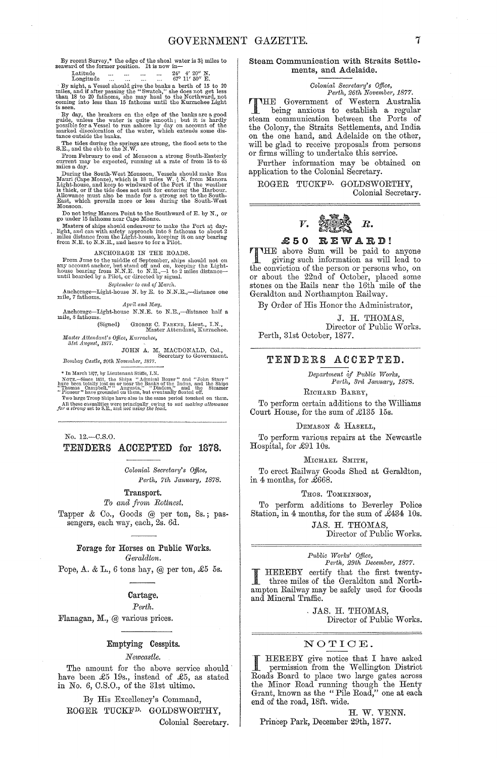By recent Survey,* the edge of the shoal water is 3½ miles to seaward of the former position. It is now in—

Latitude ... ... ... ... 24° 4′ 20″ N.
Longitude ... ... ... ... 67° 11′ 50″ E.

By night, a Vessel should give the banks a berth of 15 to 20 miles, and if after passing the "Swatch," she does not get less than 18 to 20 fathoms, she may haul to the Northward, not coming into less than 15 fathoms until the Kurrachee Light is seen.

By day, the breakers on the edge of the banks are a good guide, unless the water is quite smooth; but it is hardly possible for a Vessel to run ashore by day on account of the marked discoloration of the water, which extends some distance outside the banks.

The tides during the springs are strong, the flood sets to the S.E., and the ebb to the N.W.

From February to end of Monsoon a strong South-Easterly current may be expected, running at a rate of from 15 to 45 miles a day.

During the South-West Monsoon, Vessels should make Ras Mauri (Cape Monze), which is 18 miles W. ½ N. from Manora Light-house, and keep to windward of the Port if the weather is thick, or if the tide does not suit for entering the Harbour. Allowance must also be made for a strong set to the South-East, which prevails more or less during the South-West Monsoon.

Do not bring Manora Point to the Southward of E. by N., or go under 15 fathoms near Cape Monze.

Masters of ships should endeavour to make the Port at daylight, and can with safety approach into 8 fathoms to about 2 miles distance from the Light-house, keeping it on any bearing from N.E. to N.N.E., and heave to for a Pilot.

ANCHORAGE IN THE ROADS.

From June to the middle of September, ships should not on any account anchor, but stand off and on, keeping the Light-house bearing from N.N.E. to N.E.,—1 to 2 miles distance—until boarded by a Pilot, or directed by signal.

*September to end of March.*

Anchorage—Light-house N. by E. to N.N.E.,—distance one mile, 7 fathoms.

*April and May.*

Anchorage—Light-house N.N.E. to N.E.,—distance half a mile, 8 fathoms.

(Signed) GEORGE C. PARKER, Lieut., I.N.,
Master Attendant, Kurrachee.

*Master Attendant's Office, Kurrachee,*
*31st August, 1877.*

JOHN A. M. MACDONALD, Col.,
Secretary to Government.

*Bombay Castle, 20th November, 1877.*

\* In March 1877, by Lieutenant Stiffe, I.N.

NOTE.—Since 1851, the Ships "Admiral Boxer" and "John Starr" have been totally lost on or near the Banks of the Indus, and the Ships "Thomas Campbell," "Augusta," "Diadem," and the Steamer "Pioneer" have grounded on them, but eventually floated off.

Two large Troop Ships have also in the same period touched on them.

All these casualties were principally owing to *not making allowance for a strong set to S.E.*, and *not using the lead.*

---

No. 12.—C.S.O.

## TENDERS ACCEPTED for 1878.

*Colonial Secretary's Office,*
*Perth, 7th January, 1878.*

### Transport.

*To and from Rottnest.*

Tapper & Co., Goods @ per ton, 8s.; passengers, each way, each, 2s. 6d.

### Forage for Horses on Public Works.

*Geraldton.*

Pope, A. & L., 6 tons hay, @ per ton, £5 5s.

### Cartage.

*Perth.*

Flanagan, M., @ various prices.

### Emptying Cesspits.

*Newcastle.*

The amount for the above service should have been £5 19s., instead of £5, as stated in No. 6, C.S.O., of the 31st ultimo.

By His Excellency's Command,

ROGER TUCKFD. GOLDSWORTHY,
Colonial Secretary.

---

### Steam Communication with Straits Settlements, and Adelaide.

*Colonial Secretary's Office,*
*Perth, 26th November, 1877.*

THE Government of Western Australia being anxious to establish a regular steam communication between the Ports of the Colony, the Straits Settlements, and India on the one hand, and Adelaide on the other, will be glad to receive proposals from persons or firms willing to undertake this service.

Further information may be obtained on application to the Colonial Secretary.

ROGER TUCKFD. GOLDSWORTHY,
Colonial Secretary.

---

V. R.

## £50 REWARD!

THE above Sum will be paid to anyone giving such information as will lead to the conviction of the person or persons who, on or about the 22nd of October, placed some stones on the Rails near the 16th mile of the Geraldton and Northampton Railway.

By Order of His Honor the Administrator,

J. H. THOMAS,
Director of Public Works.

Perth, 31st October, 1877.

---

## TENDERS ACCEPTED.

*Department of Public Works,*
*Perth, 3rd January, 1878.*

RICHARD BARRY,

To perform certain additions to the Williams Court House, for the sum of £135 15s.

DEMASON & HASELL,

To perform various repairs at the Newcastle Hospital, for £91 10s.

MICHAEL SMITH,

To erect Railway Goods Shed at Geraldton, in 4 months, for £668.

THOS. TOMKINSON,

To perform additions to Beverley Police Station, in 4 months, for the sum of £434 10s.

JAS. H. THOMAS,
Director of Public Works.

---

*Public Works' Office,*
*Perth, 29th December, 1877.*

I HEREBY certify that the first twenty-three miles of the Geraldton and Northampton Railway may be safely used for Goods and Mineral Traffic.

JAS. H. THOMAS,
Director of Public Works.

---

## NOTICE.

I HEREBY give notice that I have asked permission from the Wellington District Roads Board to place two large gates across the Minor Road running though the Henty Grant, known as the "Pile Road," one at each end of the road, 18ft. wide.

H. W. VENN.

Princep Park, December 29th, 1877.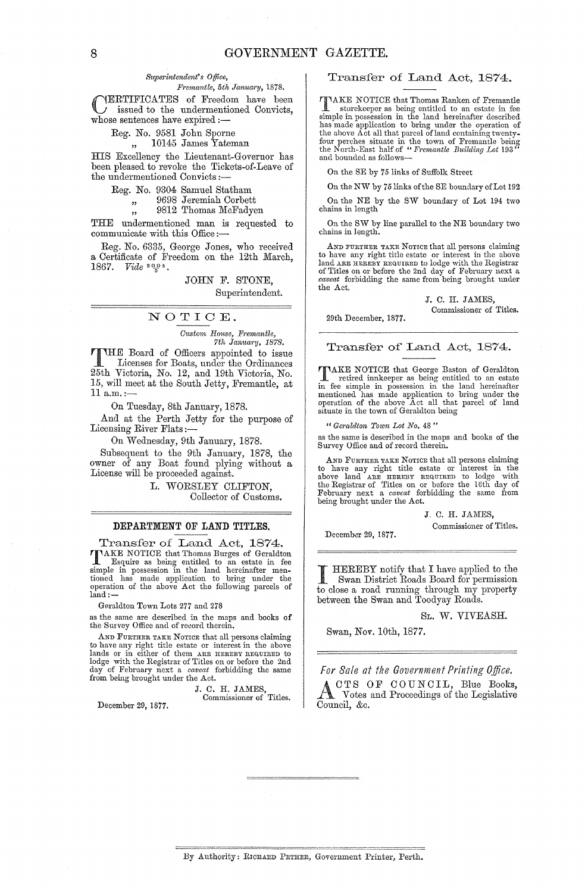*Superintendent's Office,*
*Fremantle, 5th January, 1878.*

CERTIFICATES of Freedom have been issued to the undermentioned Convicts, whose sentences have expired :—

Reg. No. 9581 John Sporne
„ 10145 James Yateman

HIS Excellency the Lieutenant-Governor has been pleased to revoke the Tickets-of-Leave of the undermentioned Convicts :—

Reg. No. 9304 Samuel Statham
„ 9698 Jeremiah Corbett
„ 9812 Thomas McFadyen

THE undermentioned man is requested to communicate with this Office :—

Reg. No. 6335, George Jones, who received a Certificate of Freedom on the 12th March, 1867. *Vide* $\frac{204}{5}$.

JOHN F. STONE,
Superintendent.

---

## NOTICE.

*Custom House, Fremantle,*
*7th January, 1878.*

THE Board of Officers appointed to issue Licenses for Boats, under the Ordinances 25th Victoria, No. 12, and 19th Victoria, No. 15, will meet at the South Jetty, Fremantle, at 11 a.m. :—

On Tuesday, 8th January, 1878.

And at the Perth Jetty for the purpose of Licensing River Flats :—

On Wednesday, 9th January, 1878.

Subsequent to the 9th January, 1878, the owner of any Boat found plying without a License will be proceeded against.

L. WORSLEY CLIFTON,
Collector of Customs.

---

## DEPARTMENT OF LAND TITLES.

### Transfer of Land Act, 1874.

TAKE NOTICE that Thomas Burges of Geraldton Esquire as being entitled to an estate in fee simple in possession in the land hereinafter mentioned has made application to bring under the operation of the above Act the following parcels of land :—

Geraldton Town Lots 277 and 278

as the same are described in the maps and books of the Survey Office and of record therein.

AND FURTHER TAKE NOTICE that all persons claiming to have any right title estate or interest in the above lands or in either of them ARE HEREBY REQUIRED to lodge with the Registrar of Titles on or before the 2nd day of February next a *caveat* forbidding the same from being brought under the Act.

J. C. H. JAMES,
Commissioner of Titles.

December 29, 1877.

---

### Transfer of Land Act, 1874.

TAKE NOTICE that Thomas Ranken of Fremantle storekeeper as being entitled to an estate in fee simple in possession in the land hereinafter described has made application to bring under the operation of the above Act all that parcel of land containing twenty-four perches situate in the town of Fremantle being the North-East half of "*Fremantle Building Lot* 193" and bounded as follows—

On the SE by 75 links of Suffolk Street

On the NW by 75 links of the SE boundary of Lot 192

On the NE by the SW boundary of Lot 194 two chains in length

On the SW by line parallel to the NE boundary two chains in length.

AND FURTHER TAKE NOTICE that all persons claiming to have any right title estate or interest in the above land ARE HEREBY REQUIRED to lodge with the Registrar of Titles on or before the 2nd day of February next a *caveat* forbidding the same from being brought under the Act.

J. C. H. JAMES,
Commissioner of Titles.

29th December, 1877.

---

### Transfer of Land Act, 1874.

TAKE NOTICE that George Baston of Geraldton retired innkeeper as being entitled to an estate in fee simple in possession in the land hereinafter mentioned has made application to bring under the operation of the above Act all that parcel of land situate in the town of Geraldton being

"*Geraldton Town Lot No.* 48"

as the same is described in the maps and books of the Survey Office and of record therein.

AND FURTHER TAKE NOTICE that all persons claiming to have any right title estate or interest in the above land ARE HEREBY REQUIRED to lodge with the Registrar of Titles on or before the 16th day of February next a *caveat* forbidding the same from being brought under the Act.

J. C. H. JAMES,
Commissioner of Titles.

December 29, 1877.

---

I HEREBY notify that I have applied to the Swan District Roads Board for permission to close a road running through my property between the Swan and Toodyay Roads.

SL. W. VIVEASH.

Swan, Nov. 10th, 1877.

---

*For Sale at the Government Printing Office.*

ACTS OF COUNCIL, Blue Books, Votes and Proceedings of the Legislative Council, &c.

---

By Authority: RICHARD PETHER, Government Printer, Perth.